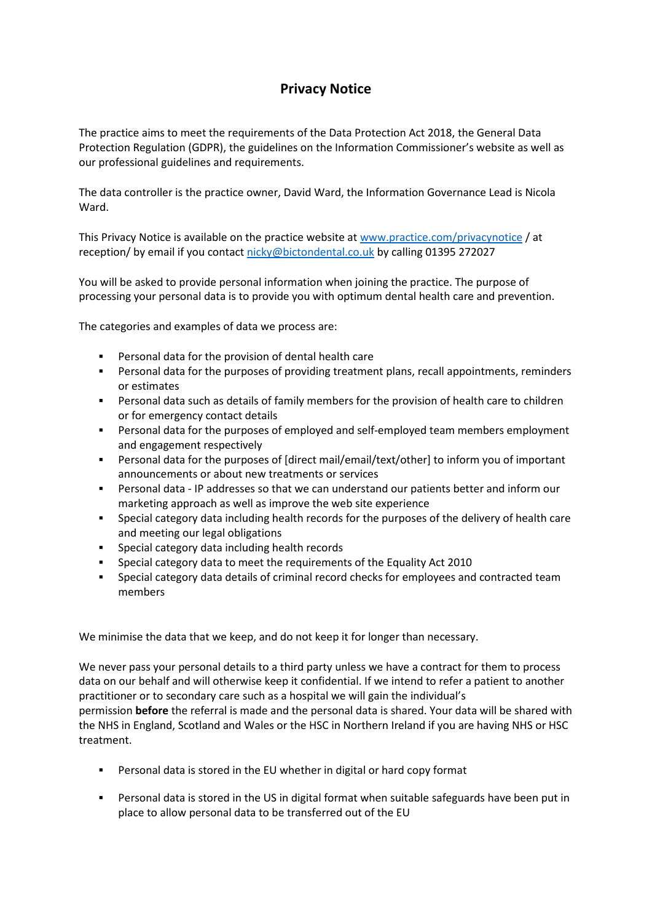# Privacy Notice

The practice aims to meet the requirements of the Data Protection Act 2018, the General Data Protection Regulation (GDPR), the guidelines on the Information Commissioner's website as well as our professional guidelines and requirements.

The data controller is the practice owner, David Ward, the Information Governance Lead is Nicola Ward.

This Privacy Notice is available on the practice website at [www.practice.com/privacynotice](www.practice.com/privacynotice) / at reception/ by email if you contact [nicky@bictondental.co.uk](mailto:nicky@bictondental.co.uk) by calling 01395 272027

You will be asked to provide personal information when joining the practice. The purpose of processing your personal data is to provide you with optimum dental health care and prevention.

The categories and examples of data we process are:

- Personal data for the provision of dental health care
- Personal data for the purposes of providing treatment plans, recall appointments, reminders or estimates
- Personal data such as details of family members for the provision of health care to children or for emergency contact details
- Personal data for the purposes of employed and self-employed team members employment and engagement respectively
- Personal data for the purposes of [direct mail/email/text/other] to inform you of important announcements or about new treatments or services
- Personal data - IP addresses so that we can understand our patients better and inform our marketing approach as well as improve the web site experience
- Special category data including health records for the purposes of the delivery of health care and meeting our legal obligations
- Special category data including health records
- Special category data to meet the requirements of the Equality Act 2010
- Special category data details of criminal record checks for employees and contracted team members

We minimise the data that we keep, and do not keep it for longer than necessary.

We never pass your personal details to a third party unless we have a contract for them to process data on our behalf and will otherwise keep it confidential. If we intend to refer a patient to another practitioner or to secondary care such as a hospital we will gain the individual's permission **before** the referral is made and the personal data is shared. Your data will be shared with the NHS in England, Scotland and Wales or the HSC in Northern Ireland if you are having NHS or HSC treatment.

- Personal data is stored in the EU whether in digital or hard copy format
- Personal data is stored in the US in digital format when suitable safeguards have been put in place to allow personal data to be transferred out of the EU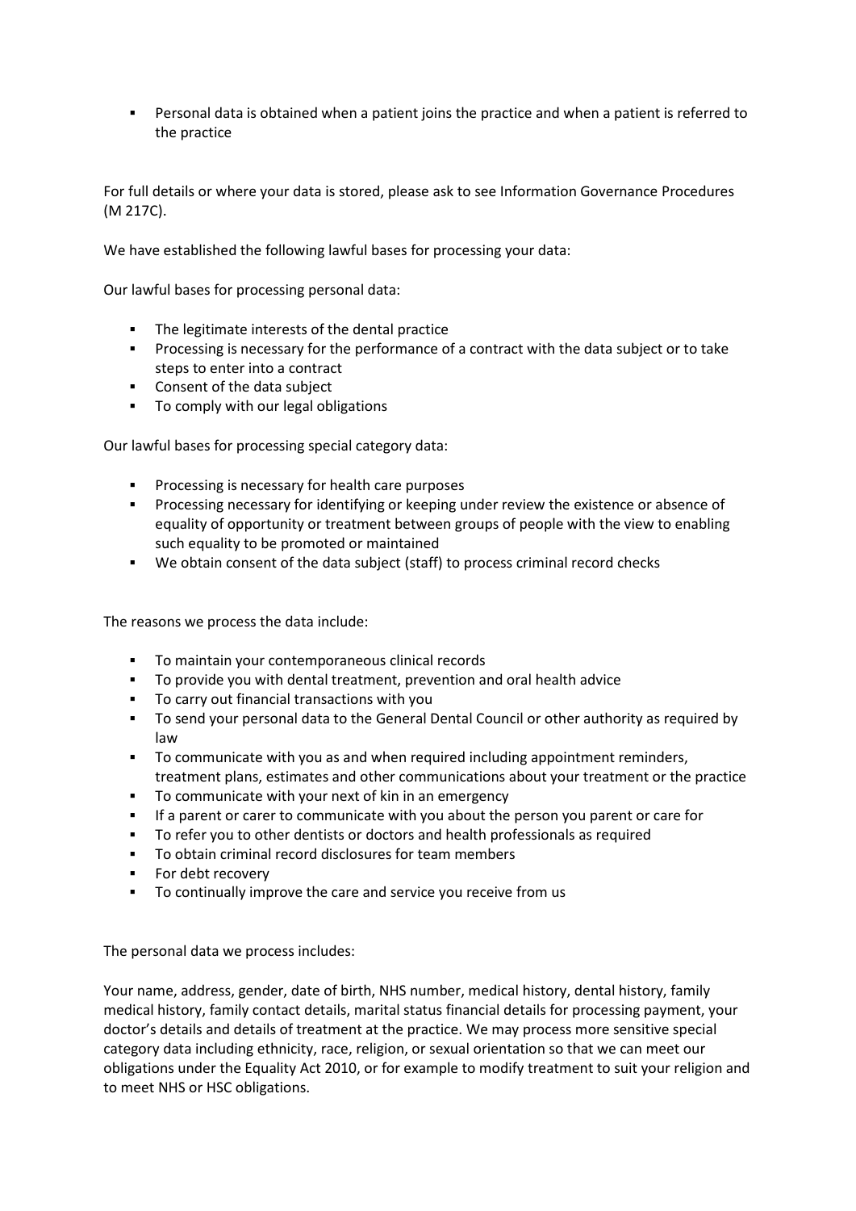- Personal data is obtained when a patient joins the practice and when a patient is referred to the practice

For full details or where your data is stored, please ask to see Information Governance Procedures (M 217C).

We have established the following lawful bases for processing your data:

Our lawful bases for processing personal data:

- The legitimate interests of the dental practice
- Processing is necessary for the performance of a contract with the data subject or to take steps to enter into a contract
- Consent of the data subject
- To comply with our legal obligations

Our lawful bases for processing special category data:

- Processing is necessary for health care purposes
- Processing necessary for identifying or keeping under review the existence or absence of equality of opportunity or treatment between groups of people with the view to enabling such equality to be promoted or maintained
- We obtain consent of the data subject (staff) to process criminal record checks

The reasons we process the data include:

- To maintain your contemporaneous clinical records
- To provide you with dental treatment, prevention and oral health advice
- To carry out financial transactions with you
- To send your personal data to the General Dental Council or other authority as required by law
- To communicate with you as and when required including appointment reminders, treatment plans, estimates and other communications about your treatment or the practice
- To communicate with your next of kin in an emergency
- If a parent or carer to communicate with you about the person you parent or care for
- To refer you to other dentists or doctors and health professionals as required
- To obtain criminal record disclosures for team members
- For debt recovery
- To continually improve the care and service you receive from us

The personal data we process includes:

Your name, address, gender, date of birth, NHS number, medical history, dental history, family medical history, family contact details, marital status financial details for processing payment, your doctor's details and details of treatment at the practice. We may process more sensitive special category data including ethnicity, race, religion, or sexual orientation so that we can meet our obligations under the Equality Act 2010, or for example to modify treatment to suit your religion and to meet NHS or HSC obligations.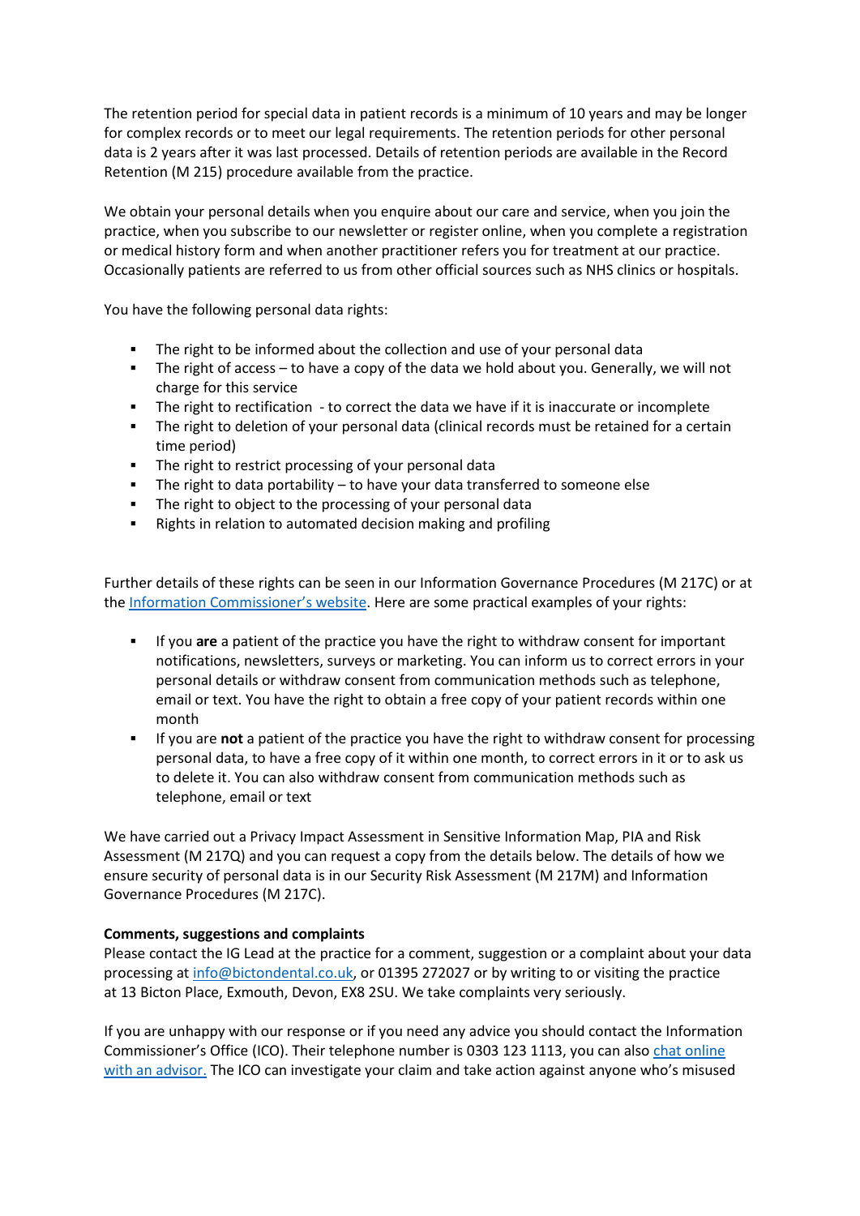The retention period for special data in patient records is a minimum of 10 years and may be longer for complex records or to meet our legal requirements. The retention periods for other personal data is 2 years after it was last processed. Details of retention periods are available in the Record Retention (M 215) procedure available from the practice.

We obtain your personal details when you enquire about our care and service, when you join the practice, when you subscribe to our newsletter or register online, when you complete a registration or medical history form and when another practitioner refers you for treatment at our practice. Occasionally patients are referred to us from other official sources such as NHS clinics or hospitals.

You have the following personal data rights:

- The right to be informed about the collection and use of your personal data
- The right of access – to have a copy of the data we hold about you. Generally, we will not charge for this service
- The right to rectification - to correct the data we have if it is inaccurate or incomplete
- The right to deletion of your personal data (clinical records must be retained for a certain time period)
- The right to restrict processing of your personal data
- The right to data portability – to have your data transferred to someone else
- The right to object to the processing of your personal data
- Rights in relation to automated decision making and profiling

Further details of these rights can be seen in our Information Governance Procedures (M 217C) or at the [Information Commissioner's website](). Here are some practical examples of your rights:

- If you **are** a patient of the practice you have the right to withdraw consent for important notifications, newsletters, surveys or marketing. You can inform us to correct errors in your personal details or withdraw consent from communication methods such as telephone, email or text. You have the right to obtain a free copy of your patient records within one month
- If you are **not** a patient of the practice you have the right to withdraw consent for processing personal data, to have a free copy of it within one month, to correct errors in it or to ask us to delete it. You can also withdraw consent from communication methods such as telephone, email or text

We have carried out a Privacy Impact Assessment in Sensitive Information Map, PIA and Risk Assessment (M 217Q) and you can request a copy from the details below. The details of how we ensure security of personal data is in our Security Risk Assessment (M 217M) and Information Governance Procedures (M 217C).

**Comments, suggestions and complaints**

Please contact the IG Lead at the practice for a comment, suggestion or a complaint about your data processing at info@bictondental.co.uk, or 01395 272027 or by writing to or visiting the practice at 13 Bicton Place, Exmouth, Devon, EX8 2SU. We take complaints very seriously.

If you are unhappy with our response or if you need any advice you should contact the Information Commissioner's Office (ICO). Their telephone number is 0303 123 1113, you can also [chat online with an advisor.]() The ICO can investigate your claim and take action against anyone who's misused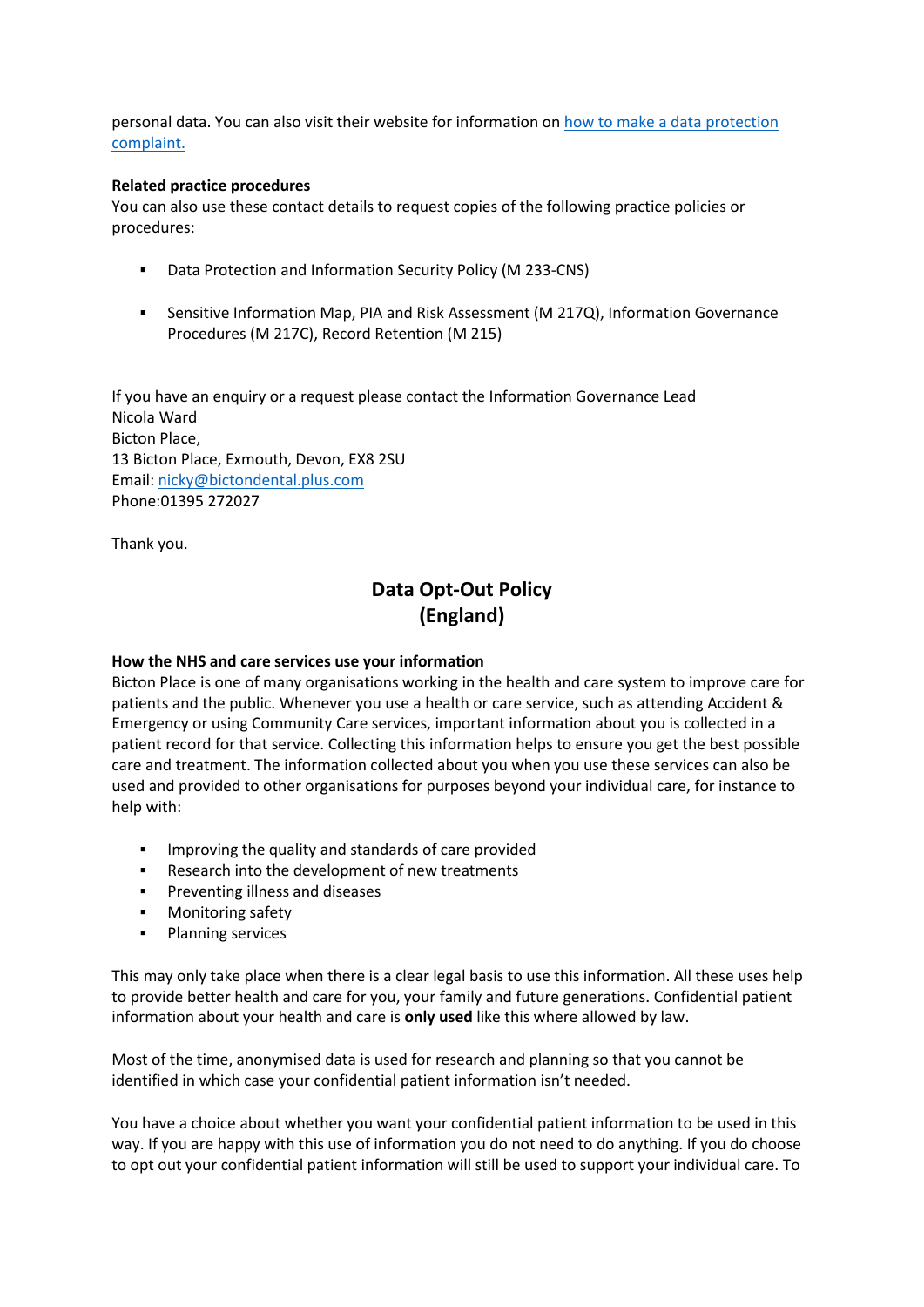personal data. You can also visit their website for information on [how to make a data protection complaint.]()

**Related practice procedures**
You can also use these contact details to request copies of the following practice policies or procedures:

- Data Protection and Information Security Policy (M 233-CNS)

- Sensitive Information Map, PIA and Risk Assessment (M 217Q), Information Governance Procedures (M 217C), Record Retention (M 215)

If you have an enquiry or a request please contact the Information Governance Lead
Nicola Ward
Bicton Place,
13 Bicton Place, Exmouth, Devon, EX8 2SU
Email: nicky@bictondental.plus.com
Phone:01395 272027

Thank you.

## Data Opt-Out Policy
## (England)

**How the NHS and care services use your information**
Bicton Place is one of many organisations working in the health and care system to improve care for patients and the public. Whenever you use a health or care service, such as attending Accident & Emergency or using Community Care services, important information about you is collected in a patient record for that service. Collecting this information helps to ensure you get the best possible care and treatment. The information collected about you when you use these services can also be used and provided to other organisations for purposes beyond your individual care, for instance to help with:

- Improving the quality and standards of care provided
- Research into the development of new treatments
- Preventing illness and diseases
- Monitoring safety
- Planning services

This may only take place when there is a clear legal basis to use this information. All these uses help to provide better health and care for you, your family and future generations. Confidential patient information about your health and care is **only used** like this where allowed by law.

Most of the time, anonymised data is used for research and planning so that you cannot be identified in which case your confidential patient information isn't needed.

You have a choice about whether you want your confidential patient information to be used in this way. If you are happy with this use of information you do not need to do anything. If you do choose to opt out your confidential patient information will still be used to support your individual care. To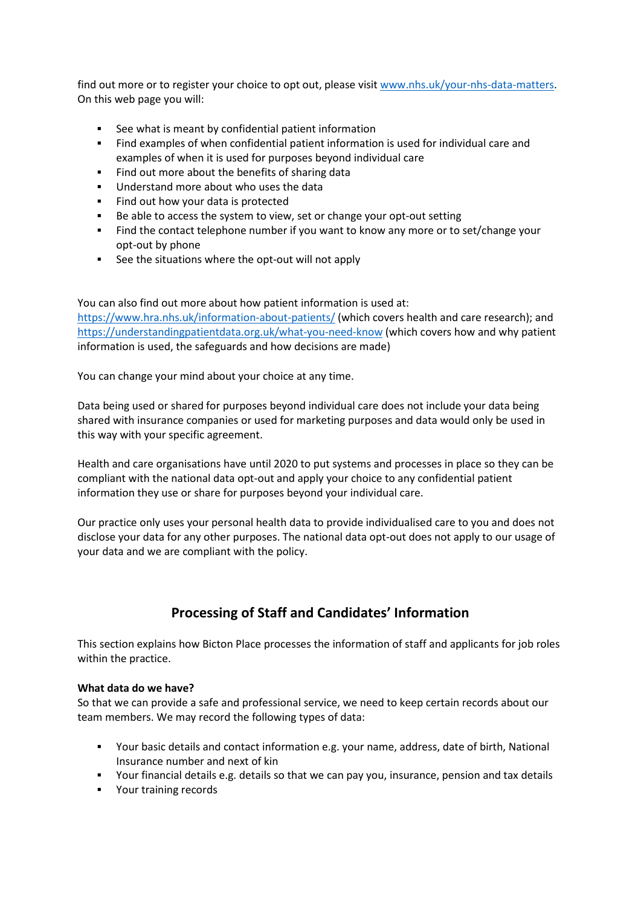find out more or to register your choice to opt out, please visit [www.nhs.uk/your-nhs-data-matters](www.nhs.uk/your-nhs-data-matters). On this web page you will:

- See what is meant by confidential patient information
- Find examples of when confidential patient information is used for individual care and examples of when it is used for purposes beyond individual care
- Find out more about the benefits of sharing data
- Understand more about who uses the data
- Find out how your data is protected
- Be able to access the system to view, set or change your opt-out setting
- Find the contact telephone number if you want to know any more or to set/change your opt-out by phone
- See the situations where the opt-out will not apply

You can also find out more about how patient information is used at: [https://www.hra.nhs.uk/information-about-patients/](https://www.hra.nhs.uk/information-about-patients/) (which covers health and care research); and [https://understandingpatientdata.org.uk/what-you-need-know](https://understandingpatientdata.org.uk/what-you-need-know) (which covers how and why patient information is used, the safeguards and how decisions are made)

You can change your mind about your choice at any time.

Data being used or shared for purposes beyond individual care does not include your data being shared with insurance companies or used for marketing purposes and data would only be used in this way with your specific agreement.

Health and care organisations have until 2020 to put systems and processes in place so they can be compliant with the national data opt-out and apply your choice to any confidential patient information they use or share for purposes beyond your individual care.

Our practice only uses your personal health data to provide individualised care to you and does not disclose your data for any other purposes. The national data opt-out does not apply to our usage of your data and we are compliant with the policy.

## Processing of Staff and Candidates' Information

This section explains how Bicton Place processes the information of staff and applicants for job roles within the practice.

**What data do we have?**

So that we can provide a safe and professional service, we need to keep certain records about our team members. We may record the following types of data:

- Your basic details and contact information e.g. your name, address, date of birth, National Insurance number and next of kin
- Your financial details e.g. details so that we can pay you, insurance, pension and tax details
- Your training records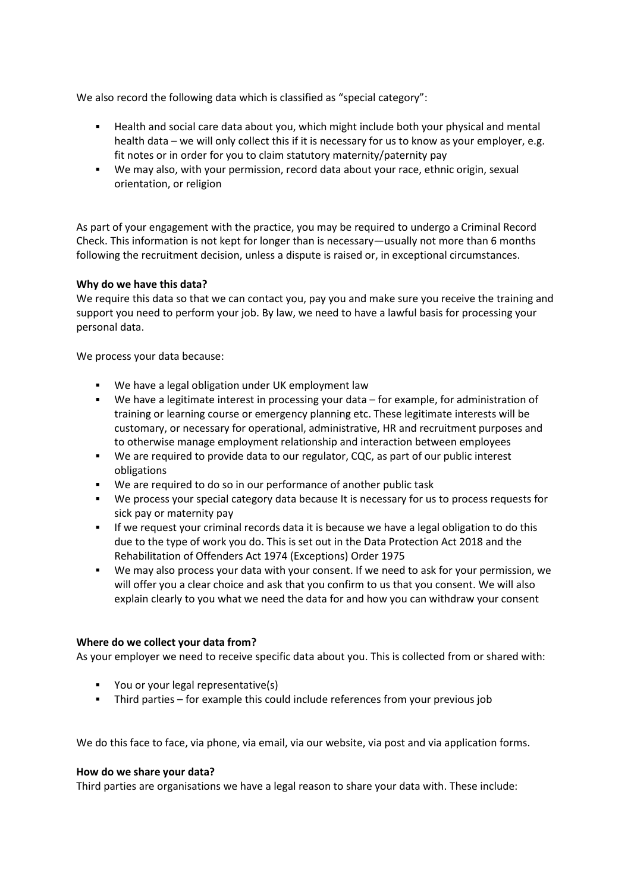We also record the following data which is classified as "special category":

- Health and social care data about you, which might include both your physical and mental health data – we will only collect this if it is necessary for us to know as your employer, e.g. fit notes or in order for you to claim statutory maternity/paternity pay
- We may also, with your permission, record data about your race, ethnic origin, sexual orientation, or religion

As part of your engagement with the practice, you may be required to undergo a Criminal Record Check. This information is not kept for longer than is necessary—usually not more than 6 months following the recruitment decision, unless a dispute is raised or, in exceptional circumstances.

**Why do we have this data?**
We require this data so that we can contact you, pay you and make sure you receive the training and support you need to perform your job. By law, we need to have a lawful basis for processing your personal data.

We process your data because:

- We have a legal obligation under UK employment law
- We have a legitimate interest in processing your data – for example, for administration of training or learning course or emergency planning etc. These legitimate interests will be customary, or necessary for operational, administrative, HR and recruitment purposes and to otherwise manage employment relationship and interaction between employees
- We are required to provide data to our regulator, CQC, as part of our public interest obligations
- We are required to do so in our performance of another public task
- We process your special category data because It is necessary for us to process requests for sick pay or maternity pay
- If we request your criminal records data it is because we have a legal obligation to do this due to the type of work you do. This is set out in the Data Protection Act 2018 and the Rehabilitation of Offenders Act 1974 (Exceptions) Order 1975
- We may also process your data with your consent. If we need to ask for your permission, we will offer you a clear choice and ask that you confirm to us that you consent. We will also explain clearly to you what we need the data for and how you can withdraw your consent

**Where do we collect your data from?**
As your employer we need to receive specific data about you. This is collected from or shared with:

- You or your legal representative(s)
- Third parties – for example this could include references from your previous job

We do this face to face, via phone, via email, via our website, via post and via application forms.

**How do we share your data?**
Third parties are organisations we have a legal reason to share your data with. These include: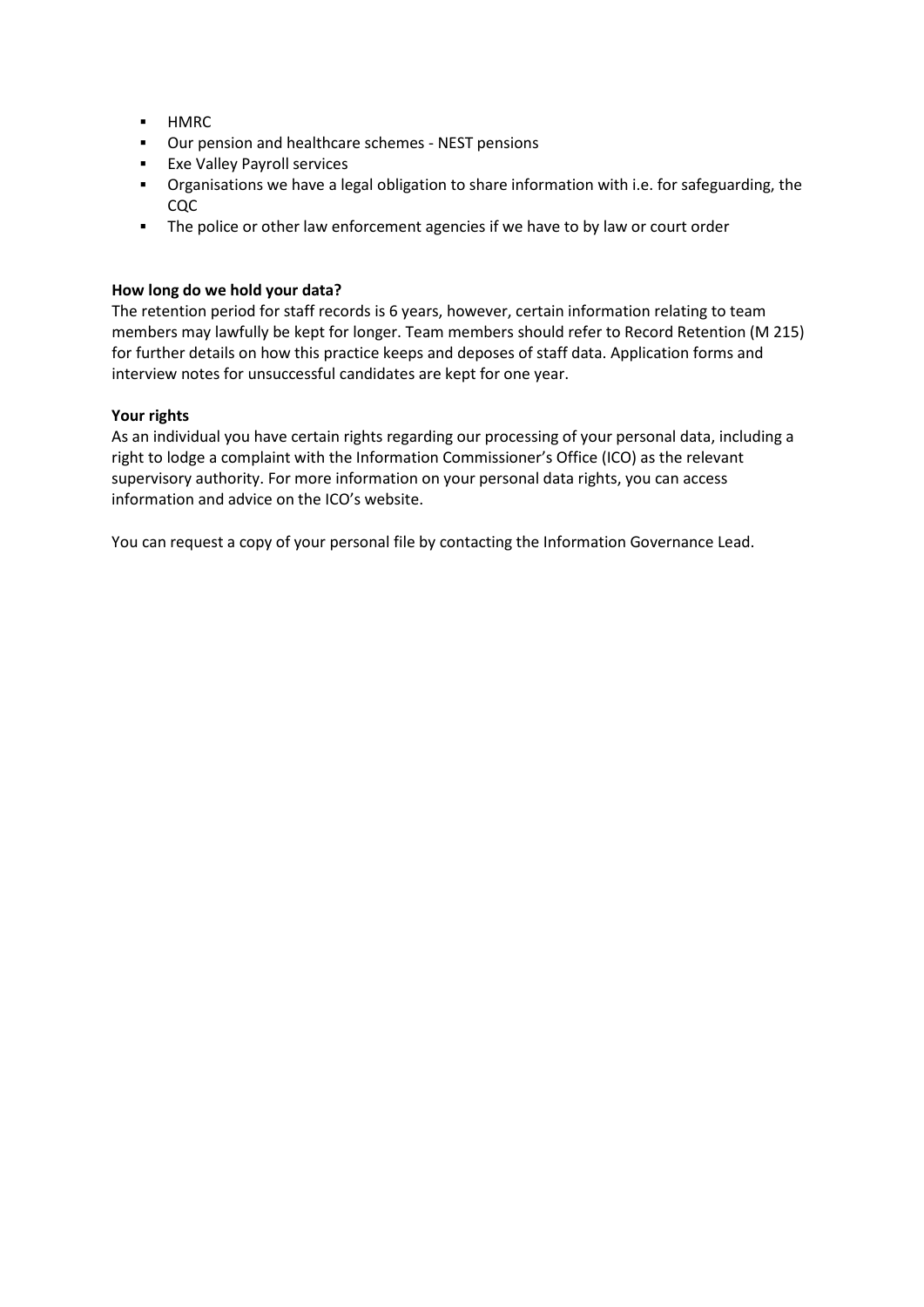- HMRC
- Our pension and healthcare schemes - NEST pensions
- Exe Valley Payroll services
- Organisations we have a legal obligation to share information with i.e. for safeguarding, the CQC
- The police or other law enforcement agencies if we have to by law or court order

**How long do we hold your data?**

The retention period for staff records is 6 years, however, certain information relating to team members may lawfully be kept for longer. Team members should refer to Record Retention (M 215) for further details on how this practice keeps and deposes of staff data. Application forms and interview notes for unsuccessful candidates are kept for one year.

**Your rights**

As an individual you have certain rights regarding our processing of your personal data, including a right to lodge a complaint with the Information Commissioner's Office (ICO) as the relevant supervisory authority. For more information on your personal data rights, you can access information and advice on the ICO's website.

You can request a copy of your personal file by contacting the Information Governance Lead.